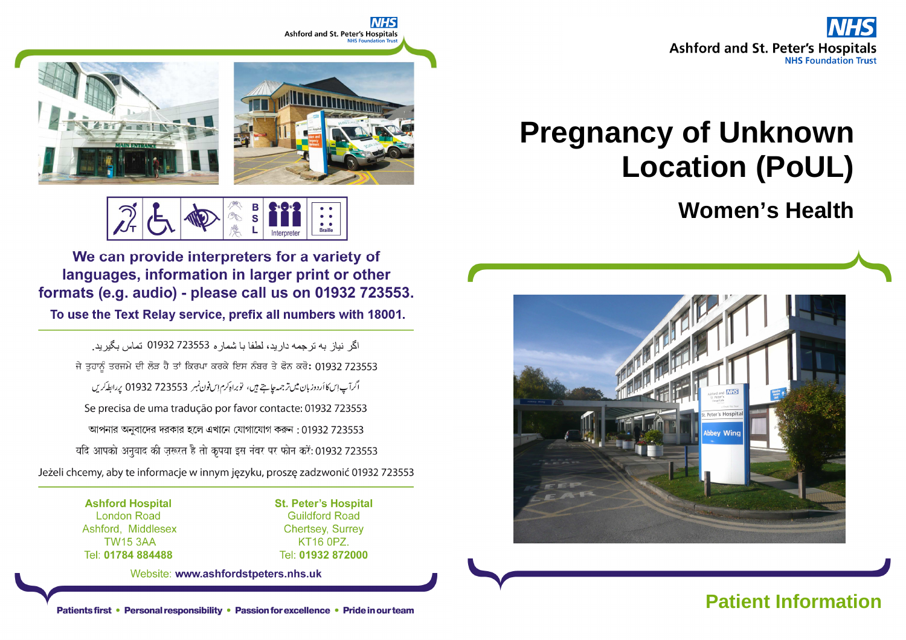Ashford and St. Peter's Hospitals
NHS Foundation Trust

We can provide interpreters for a variety of languages, information in larger print or other formats (e.g. audio) - please call us on 01932 723553.

To use the Text Relay service, prefix all numbers with 18001.

اگر نیاز به ترجمه دارید، لطفا با شماره 01932 723553 تماس بگیرید.

ਜੇ ਤੁਹਾਨੂੰ ਤਰਜਮੇ ਦੀ ਲੋੜ ਹੈ ਤਾਂ ਕਿਰਪਾ ਕਰਕੇ ਇਸ ਨੰਬਰ ਤੇ ਫੋਨ ਕਰੋ: 01932 723553

اگر آپ اس کا اردو زبان میں ترجمہ چاہتے ہیں، تو براہ کرم اس فون نمبر 01932 723553 پر رابطہ کریں

Se precisa de uma tradução por favor contacte: 01932 723553

আপনার অনুবাদের দরকার হলে এখানে যোগাযোগ করুন : 01932 723553

यदि आपको अनुवाद की ज़रूरत है तो कृपया इस नंबर पर फोन करें: 01932 723553

Jeżeli chcemy, aby te informacje w innym języku, proszę zadzwonić 01932 723553

**Ashford Hospital**
London Road
Ashford, Middlesex
TW15 3AA
Tel: **01784 884488**

**St. Peter's Hospital**
Guildford Road
Chertsey, Surrey
KT16 0PZ.
Tel: **01932 872000**

Website: **www.ashfordstpeters.nhs.uk**

**Patients first • Personal responsibility • Passion for excellence • Pride in our team**

Ashford and St. Peter's Hospitals
NHS Foundation Trust

# Pregnancy of Unknown Location (PoUL)

## Women's Health

**Patient Information**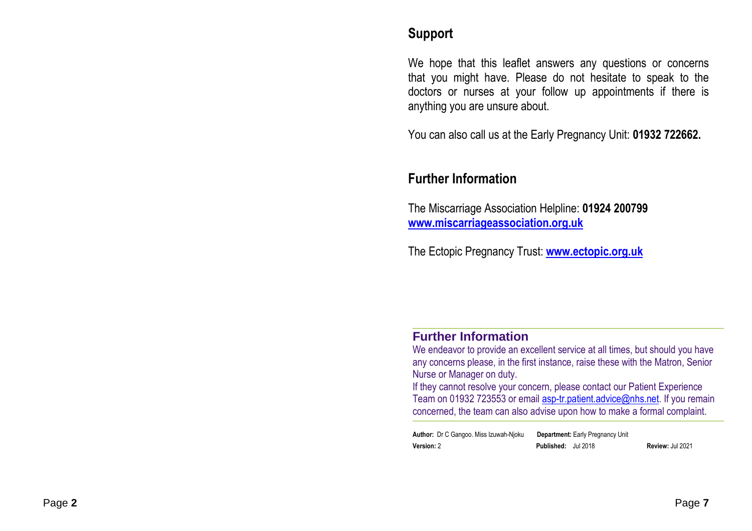## Support

We hope that this leaflet answers any questions or concerns that you might have. Please do not hesitate to speak to the doctors or nurses at your follow up appointments if there is anything you are unsure about.

You can also call us at the Early Pregnancy Unit: **01932 722662.**

## Further Information

The Miscarriage Association Helpline: **01924 200799**
**[www.miscarriageassociation.org.uk](http://www.miscarriageassociation.org.uk)**

The Ectopic Pregnancy Trust: **[www.ectopic.org.uk](http://www.ectopic.org.uk)**

### Further Information

We endeavor to provide an excellent service at all times, but should you have any concerns please, in the first instance, raise these with the Matron, Senior Nurse or Manager on duty.

If they cannot resolve your concern, please contact our Patient Experience Team on 01932 723553 or email [asp-tr.patient.advice@nhs.net](mailto:asp-tr.patient.advice@nhs.net). If you remain concerned, the team can also advise upon how to make a formal complaint.

**Author:** Dr C Gangoo. Miss Izuwah-Njoku **Department:** Early Pregnancy Unit
**Version:** 2 **Published:** Jul 2018 **Review:** Jul 2021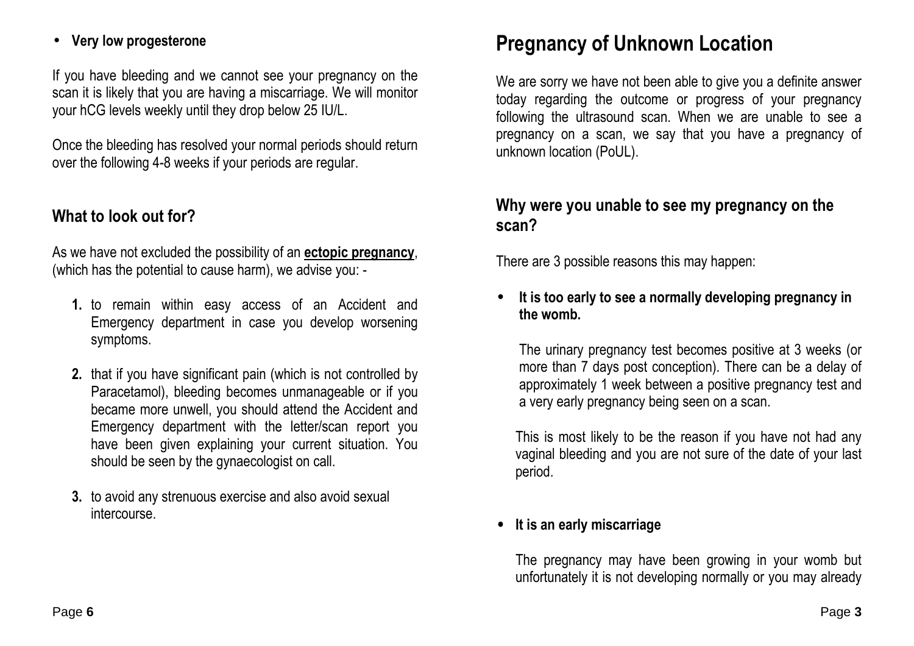- **Very low progesterone**

If you have bleeding and we cannot see your pregnancy on the scan it is likely that you are having a miscarriage. We will monitor your hCG levels weekly until they drop below 25 IU/L.

Once the bleeding has resolved your normal periods should return over the following 4-8 weeks if your periods are regular.

## What to look out for?

As we have not excluded the possibility of an **ectopic pregnancy**, (which has the potential to cause harm), we advise you: -

1. to remain within easy access of an Accident and Emergency department in case you develop worsening symptoms.
2. that if you have significant pain (which is not controlled by Paracetamol), bleeding becomes unmanageable or if you became more unwell, you should attend the Accident and Emergency department with the letter/scan report you have been given explaining your current situation. You should be seen by the gynaecologist on call.
3. to avoid any strenuous exercise and also avoid sexual intercourse.

# Pregnancy of Unknown Location

We are sorry we have not been able to give you a definite answer today regarding the outcome or progress of your pregnancy following the ultrasound scan. When we are unable to see a pregnancy on a scan, we say that you have a pregnancy of unknown location (PoUL).

## Why were you unable to see my pregnancy on the scan?

There are 3 possible reasons this may happen:

- **It is too early to see a normally developing pregnancy in the womb.**

  The urinary pregnancy test becomes positive at 3 weeks (or more than 7 days post conception). There can be a delay of approximately 1 week between a positive pregnancy test and a very early pregnancy being seen on a scan.

  This is most likely to be the reason if you have not had any vaginal bleeding and you are not sure of the date of your last period.

- **It is an early miscarriage**

  The pregnancy may have been growing in your womb but unfortunately it is not developing normally or you may already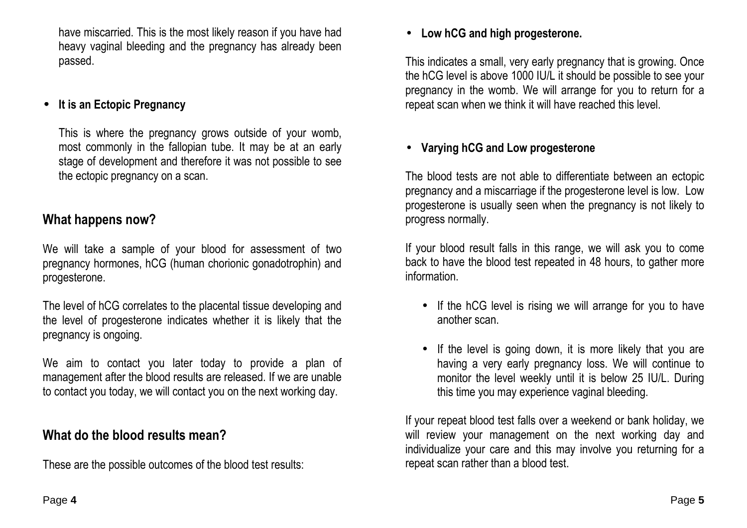have miscarried. This is the most likely reason if you have had heavy vaginal bleeding and the pregnancy has already been passed.

- **It is an Ectopic Pregnancy**

  This is where the pregnancy grows outside of your womb, most commonly in the fallopian tube. It may be at an early stage of development and therefore it was not possible to see the ectopic pregnancy on a scan.

## What happens now?

We will take a sample of your blood for assessment of two pregnancy hormones, hCG (human chorionic gonadotrophin) and progesterone.

The level of hCG correlates to the placental tissue developing and the level of progesterone indicates whether it is likely that the pregnancy is ongoing.

We aim to contact you later today to provide a plan of management after the blood results are released. If we are unable to contact you today, we will contact you on the next working day.

## What do the blood results mean?

These are the possible outcomes of the blood test results:

- **Low hCG and high progesterone.**

This indicates a small, very early pregnancy that is growing. Once the hCG level is above 1000 IU/L it should be possible to see your pregnancy in the womb. We will arrange for you to return for a repeat scan when we think it will have reached this level.

- **Varying hCG and Low progesterone**

The blood tests are not able to differentiate between an ectopic pregnancy and a miscarriage if the progesterone level is low. Low progesterone is usually seen when the pregnancy is not likely to progress normally.

If your blood result falls in this range, we will ask you to come back to have the blood test repeated in 48 hours, to gather more information.

- If the hCG level is rising we will arrange for you to have another scan.
- If the level is going down, it is more likely that you are having a very early pregnancy loss. We will continue to monitor the level weekly until it is below 25 IU/L. During this time you may experience vaginal bleeding.

If your repeat blood test falls over a weekend or bank holiday, we will review your management on the next working day and individualize your care and this may involve you returning for a repeat scan rather than a blood test.